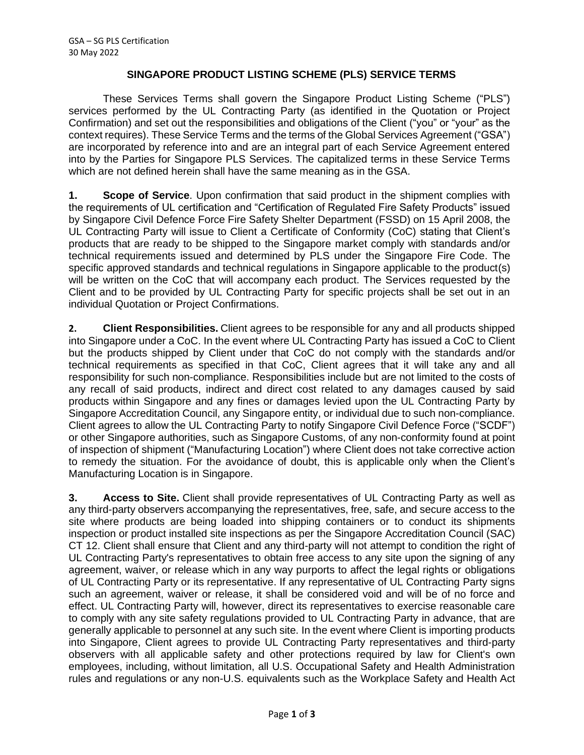GSA – SG PLS Certification
30 May 2022

# SINGAPORE PRODUCT LISTING SCHEME (PLS) SERVICE TERMS

These Services Terms shall govern the Singapore Product Listing Scheme ("PLS") services performed by the UL Contracting Party (as identified in the Quotation or Project Confirmation) and set out the responsibilities and obligations of the Client ("you" or "your" as the context requires). These Service Terms and the terms of the Global Services Agreement ("GSA") are incorporated by reference into and are an integral part of each Service Agreement entered into by the Parties for Singapore PLS Services. The capitalized terms in these Service Terms which are not defined herein shall have the same meaning as in the GSA.

**1. Scope of Service**. Upon confirmation that said product in the shipment complies with the requirements of UL certification and "Certification of Regulated Fire Safety Products" issued by Singapore Civil Defence Force Fire Safety Shelter Department (FSSD) on 15 April 2008, the UL Contracting Party will issue to Client a Certificate of Conformity (CoC) stating that Client's products that are ready to be shipped to the Singapore market comply with standards and/or technical requirements issued and determined by PLS under the Singapore Fire Code. The specific approved standards and technical regulations in Singapore applicable to the product(s) will be written on the CoC that will accompany each product. The Services requested by the Client and to be provided by UL Contracting Party for specific projects shall be set out in an individual Quotation or Project Confirmations.

**2. Client Responsibilities.** Client agrees to be responsible for any and all products shipped into Singapore under a CoC. In the event where UL Contracting Party has issued a CoC to Client but the products shipped by Client under that CoC do not comply with the standards and/or technical requirements as specified in that CoC, Client agrees that it will take any and all responsibility for such non-compliance. Responsibilities include but are not limited to the costs of any recall of said products, indirect and direct cost related to any damages caused by said products within Singapore and any fines or damages levied upon the UL Contracting Party by Singapore Accreditation Council, any Singapore entity, or individual due to such non-compliance. Client agrees to allow the UL Contracting Party to notify Singapore Civil Defence Force ("SCDF") or other Singapore authorities, such as Singapore Customs, of any non-conformity found at point of inspection of shipment ("Manufacturing Location") where Client does not take corrective action to remedy the situation. For the avoidance of doubt, this is applicable only when the Client's Manufacturing Location is in Singapore.

**3. Access to Site.** Client shall provide representatives of UL Contracting Party as well as any third-party observers accompanying the representatives, free, safe, and secure access to the site where products are being loaded into shipping containers or to conduct its shipments inspection or product installed site inspections as per the Singapore Accreditation Council (SAC) CT 12. Client shall ensure that Client and any third-party will not attempt to condition the right of UL Contracting Party's representatives to obtain free access to any site upon the signing of any agreement, waiver, or release which in any way purports to affect the legal rights or obligations of UL Contracting Party or its representative. If any representative of UL Contracting Party signs such an agreement, waiver or release, it shall be considered void and will be of no force and effect. UL Contracting Party will, however, direct its representatives to exercise reasonable care to comply with any site safety regulations provided to UL Contracting Party in advance, that are generally applicable to personnel at any such site. In the event where Client is importing products into Singapore, Client agrees to provide UL Contracting Party representatives and third-party observers with all applicable safety and other protections required by law for Client's own employees, including, without limitation, all U.S. Occupational Safety and Health Administration rules and regulations or any non-U.S. equivalents such as the Workplace Safety and Health Act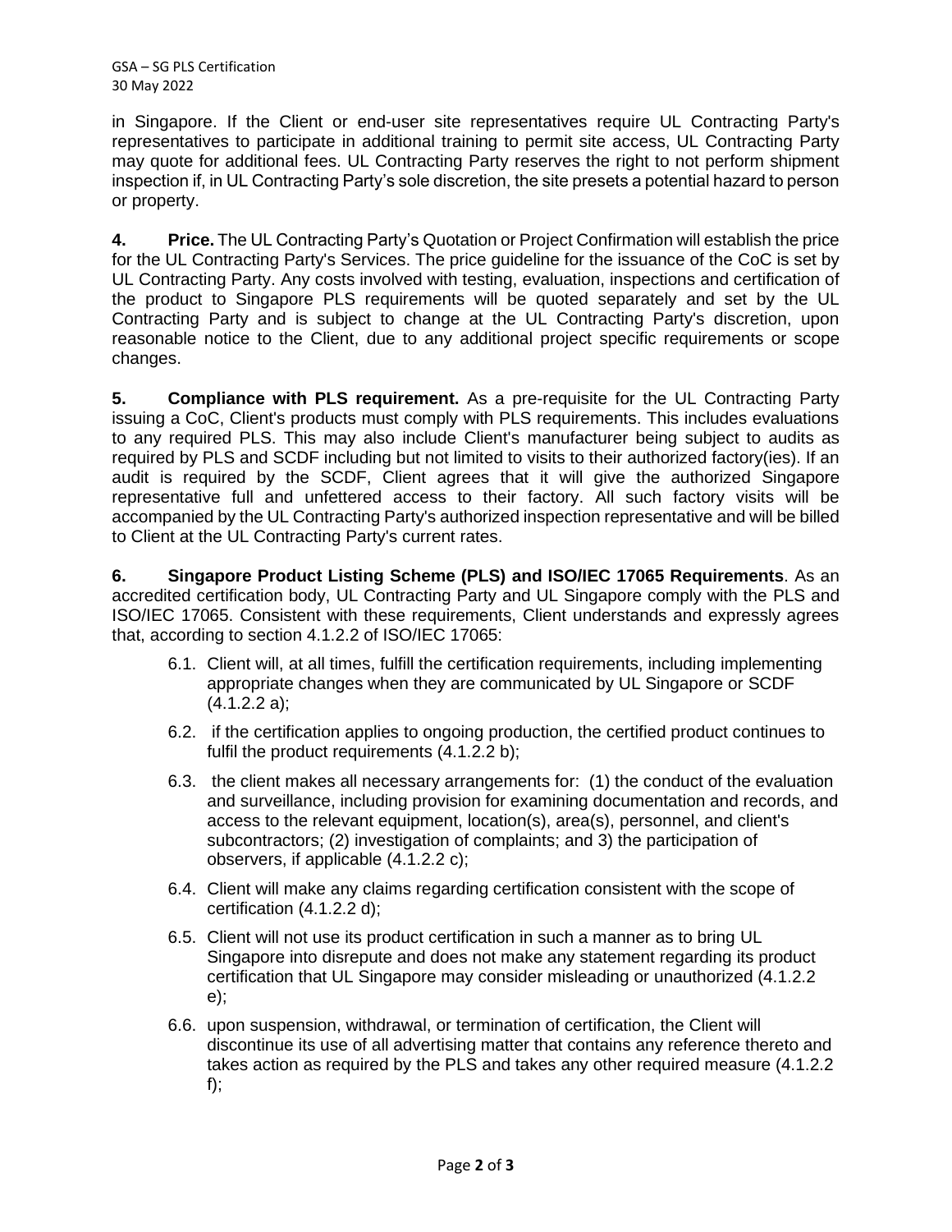in Singapore. If the Client or end-user site representatives require UL Contracting Party's representatives to participate in additional training to permit site access, UL Contracting Party may quote for additional fees. UL Contracting Party reserves the right to not perform shipment inspection if, in UL Contracting Party's sole discretion, the site presets a potential hazard to person or property.

**4. Price.** The UL Contracting Party's Quotation or Project Confirmation will establish the price for the UL Contracting Party's Services. The price guideline for the issuance of the CoC is set by UL Contracting Party. Any costs involved with testing, evaluation, inspections and certification of the product to Singapore PLS requirements will be quoted separately and set by the UL Contracting Party and is subject to change at the UL Contracting Party's discretion, upon reasonable notice to the Client, due to any additional project specific requirements or scope changes.

**5. Compliance with PLS requirement.** As a pre-requisite for the UL Contracting Party issuing a CoC, Client's products must comply with PLS requirements. This includes evaluations to any required PLS. This may also include Client's manufacturer being subject to audits as required by PLS and SCDF including but not limited to visits to their authorized factory(ies). If an audit is required by the SCDF, Client agrees that it will give the authorized Singapore representative full and unfettered access to their factory. All such factory visits will be accompanied by the UL Contracting Party's authorized inspection representative and will be billed to Client at the UL Contracting Party's current rates.

**6. Singapore Product Listing Scheme (PLS) and ISO/IEC 17065 Requirements**. As an accredited certification body, UL Contracting Party and UL Singapore comply with the PLS and ISO/IEC 17065. Consistent with these requirements, Client understands and expressly agrees that, according to section 4.1.2.2 of ISO/IEC 17065:

6.1. Client will, at all times, fulfill the certification requirements, including implementing appropriate changes when they are communicated by UL Singapore or SCDF (4.1.2.2 a);

6.2. if the certification applies to ongoing production, the certified product continues to fulfil the product requirements (4.1.2.2 b);

6.3. the client makes all necessary arrangements for: (1) the conduct of the evaluation and surveillance, including provision for examining documentation and records, and access to the relevant equipment, location(s), area(s), personnel, and client's subcontractors; (2) investigation of complaints; and 3) the participation of observers, if applicable (4.1.2.2 c);

6.4. Client will make any claims regarding certification consistent with the scope of certification (4.1.2.2 d);

6.5. Client will not use its product certification in such a manner as to bring UL Singapore into disrepute and does not make any statement regarding its product certification that UL Singapore may consider misleading or unauthorized (4.1.2.2 e);

6.6. upon suspension, withdrawal, or termination of certification, the Client will discontinue its use of all advertising matter that contains any reference thereto and takes action as required by the PLS and takes any other required measure (4.1.2.2 f);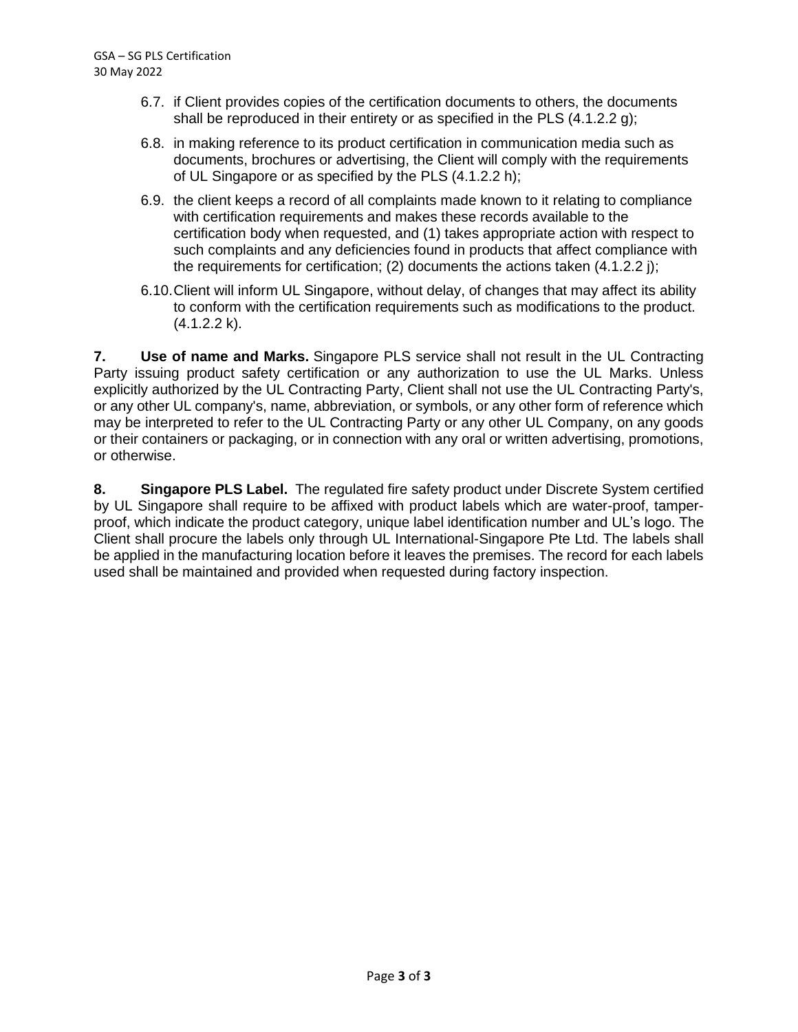6.7. if Client provides copies of the certification documents to others, the documents shall be reproduced in their entirety or as specified in the PLS (4.1.2.2 g);

6.8. in making reference to its product certification in communication media such as documents, brochures or advertising, the Client will comply with the requirements of UL Singapore or as specified by the PLS (4.1.2.2 h);

6.9. the client keeps a record of all complaints made known to it relating to compliance with certification requirements and makes these records available to the certification body when requested, and (1) takes appropriate action with respect to such complaints and any deficiencies found in products that affect compliance with the requirements for certification; (2) documents the actions taken (4.1.2.2 j);

6.10. Client will inform UL Singapore, without delay, of changes that may affect its ability to conform with the certification requirements such as modifications to the product. (4.1.2.2 k).

**7. Use of name and Marks.** Singapore PLS service shall not result in the UL Contracting Party issuing product safety certification or any authorization to use the UL Marks. Unless explicitly authorized by the UL Contracting Party, Client shall not use the UL Contracting Party's, or any other UL company's, name, abbreviation, or symbols, or any other form of reference which may be interpreted to refer to the UL Contracting Party or any other UL Company, on any goods or their containers or packaging, or in connection with any oral or written advertising, promotions, or otherwise.

**8. Singapore PLS Label.** The regulated fire safety product under Discrete System certified by UL Singapore shall require to be affixed with product labels which are water-proof, tamper-proof, which indicate the product category, unique label identification number and UL's logo. The Client shall procure the labels only through UL International-Singapore Pte Ltd. The labels shall be applied in the manufacturing location before it leaves the premises. The record for each labels used shall be maintained and provided when requested during factory inspection.